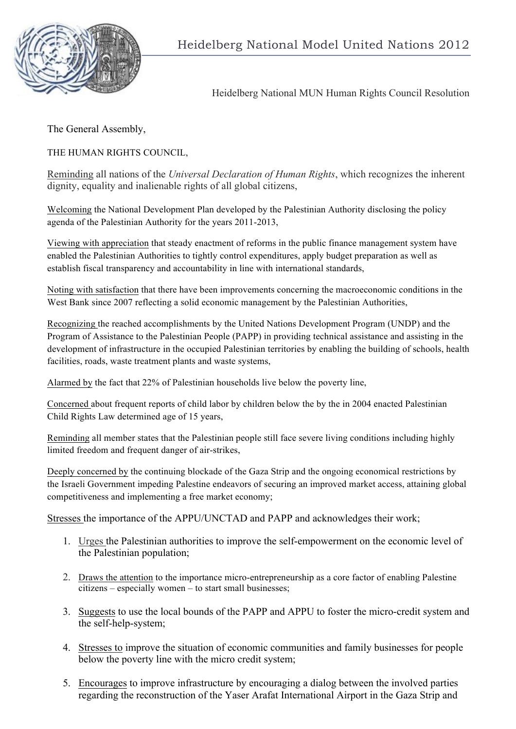# Heidelberg National Model United Nations 2012

Heidelberg National MUN Human Rights Council Resolution

The General Assembly,

THE HUMAN RIGHTS COUNCIL,

Reminding all nations of the *Universal Declaration of Human Rights*, which recognizes the inherent dignity, equality and inalienable rights of all global citizens,

Welcoming the National Development Plan developed by the Palestinian Authority disclosing the policy agenda of the Palestinian Authority for the years 2011-2013,

Viewing with appreciation that steady enactment of reforms in the public finance management system have enabled the Palestinian Authorities to tightly control expenditures, apply budget preparation as well as establish fiscal transparency and accountability in line with international standards,

Noting with satisfaction that there have been improvements concerning the macroeconomic conditions in the West Bank since 2007 reflecting a solid economic management by the Palestinian Authorities,

Recognizing the reached accomplishments by the United Nations Development Program (UNDP) and the Program of Assistance to the Palestinian People (PAPP) in providing technical assistance and assisting in the development of infrastructure in the occupied Palestinian territories by enabling the building of schools, health facilities, roads, waste treatment plants and waste systems,

Alarmed by the fact that 22% of Palestinian households live below the poverty line,

Concerned about frequent reports of child labor by children below the by the in 2004 enacted Palestinian Child Rights Law determined age of 15 years,

Reminding all member states that the Palestinian people still face severe living conditions including highly limited freedom and frequent danger of air-strikes,

Deeply concerned by the continuing blockade of the Gaza Strip and the ongoing economical restrictions by the Israeli Government impeding Palestine endeavors of securing an improved market access, attaining global competitiveness and implementing a free market economy;

Stresses the importance of the APPU/UNCTAD and PAPP and acknowledges their work;

1. Urges the Palestinian authorities to improve the self-empowerment on the economic level of the Palestinian population;

2. Draws the attention to the importance micro-entrepreneurship as a core factor of enabling Palestine citizens – especially women – to start small businesses;

3. Suggests to use the local bounds of the PAPP and APPU to foster the micro-credit system and the self-help-system;

4. Stresses to improve the situation of economic communities and family businesses for people below the poverty line with the micro credit system;

5. Encourages to improve infrastructure by encouraging a dialog between the involved parties regarding the reconstruction of the Yaser Arafat International Airport in the Gaza Strip and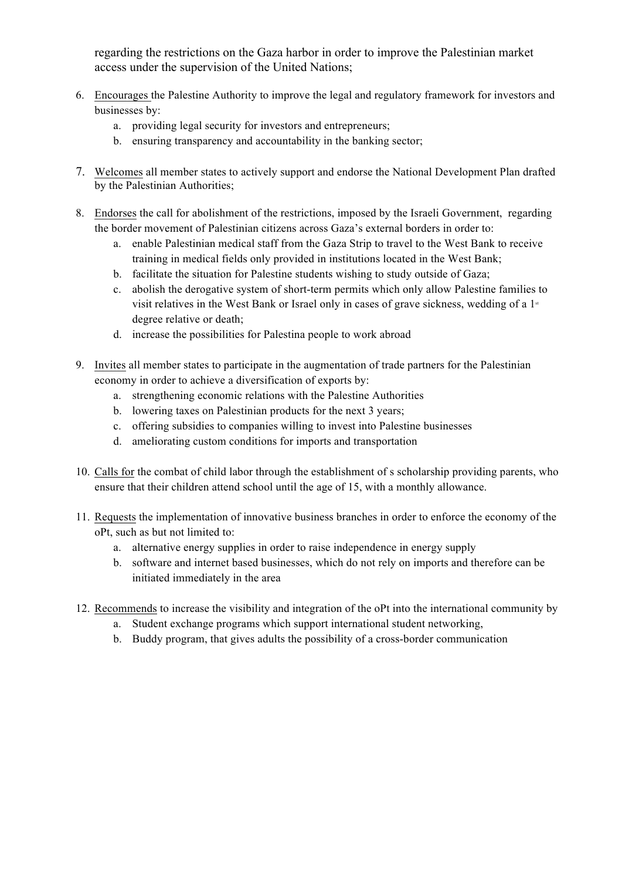regarding the restrictions on the Gaza harbor in order to improve the Palestinian market access under the supervision of the United Nations;

6. Encourages the Palestine Authority to improve the legal and regulatory framework for investors and businesses by:
   a. providing legal security for investors and entrepreneurs;
   b. ensuring transparency and accountability in the banking sector;

7. Welcomes all member states to actively support and endorse the National Development Plan drafted by the Palestinian Authorities;

8. Endorses the call for abolishment of the restrictions, imposed by the Israeli Government, regarding the border movement of Palestinian citizens across Gaza's external borders in order to:
   a. enable Palestinian medical staff from the Gaza Strip to travel to the West Bank to receive training in medical fields only provided in institutions located in the West Bank;
   b. facilitate the situation for Palestine students wishing to study outside of Gaza;
   c. abolish the derogative system of short-term permits which only allow Palestine families to visit relatives in the West Bank or Israel only in cases of grave sickness, wedding of a 1st degree relative or death;
   d. increase the possibilities for Palestina people to work abroad

9. Invites all member states to participate in the augmentation of trade partners for the Palestinian economy in order to achieve a diversification of exports by:
   a. strengthening economic relations with the Palestine Authorities
   b. lowering taxes on Palestinian products for the next 3 years;
   c. offering subsidies to companies willing to invest into Palestine businesses
   d. ameliorating custom conditions for imports and transportation

10. Calls for the combat of child labor through the establishment of s scholarship providing parents, who ensure that their children attend school until the age of 15, with a monthly allowance.

11. Requests the implementation of innovative business branches in order to enforce the economy of the oPt, such as but not limited to:
    a. alternative energy supplies in order to raise independence in energy supply
    b. software and internet based businesses, which do not rely on imports and therefore can be initiated immediately in the area

12. Recommends to increase the visibility and integration of the oPt into the international community by
    a. Student exchange programs which support international student networking,
    b. Buddy program, that gives adults the possibility of a cross-border communication